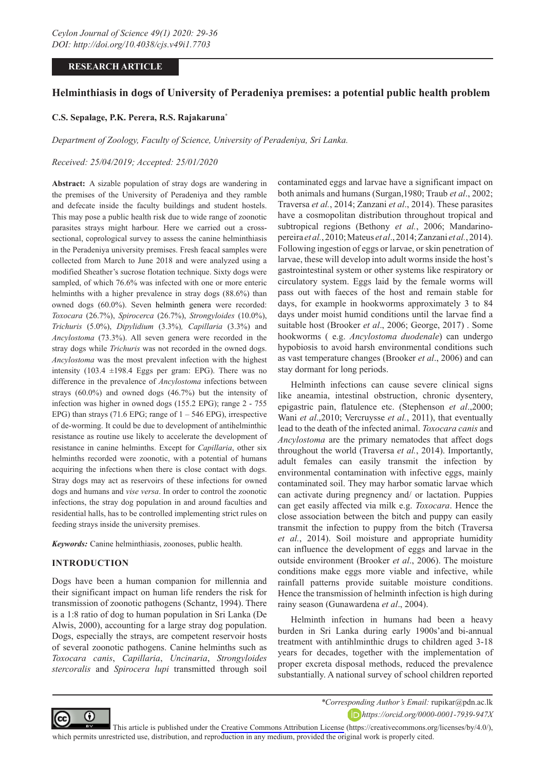**RESEARCH ARTICLE**

# Helminthiasis in dogs of University of Peradeniya premises: a potential public health problem

**C.S. Sepalage, P.K. Perera, R.S. Rajakaruna***

*Department of Zoology, Faculty of Science, University of Peradeniya, Sri Lanka.*

*Received: 25/04/2019; Accepted: 25/01/2020*

**Abstract:** A sizable population of stray dogs are wandering in the premises of the University of Peradeniya and they ramble and defecate inside the faculty buildings and student hostels. This may pose a public health risk due to wide range of zoonotic parasites strays might harbour. Here we carried out a cross-sectional, coprological survey to assess the canine helminthiasis in the Peradeniya university premises. Fresh feacal samples were collected from March to June 2018 and were analyzed using a modified Sheather's sucrose flotation technique. Sixty dogs were sampled, of which 76.6% was infected with one or more enteric helminths with a higher prevalence in stray dogs (88.6%) than owned dogs (60.0%). Seven helminth genera were recorded: *Toxocara* (26.7%), *Spirocerca* (26.7%), *Strongyloides* (10.0%), *Trichuris* (5.0%), *Dipylidium* (3.3%), *Capillaria* (3.3%) and *Ancylostoma* (73.3%). All seven genera were recorded in the stray dogs while *Trichuris* was not recorded in the owned dogs. *Ancylostoma* was the most prevalent infection with the highest intensity (103.4 ±198.4 Eggs per gram: EPG). There was no difference in the prevalence of *Ancylostoma* infections between strays (60.0%) and owned dogs (46.7%) but the intensity of infection was higher in owned dogs (155.2 EPG); range 2 - 755 EPG) than strays (71.6 EPG; range of 1 – 546 EPG), irrespective of de-worming. It could be due to development of antihelminthic resistance as routine use likely to accelerate the development of resistance in canine helminths. Except for *Capillaria*, other six helminths recorded were zoonotic, with a potential of humans acquiring the infections when there is close contact with dogs. Stray dogs may act as reservoirs of these infections for owned dogs and humans and *vise versa*. In order to control the zoonotic infections, the stray dog population in and around faculties and residential halls, has to be controlled implementing strict rules on feeding strays inside the university premises.

***Keywords:*** Canine helminthiasis, zoonoses, public health.

## INTRODUCTION

Dogs have been a human companion for millennia and their significant impact on human life renders the risk for transmission of zoonotic pathogens (Schantz, 1994). There is a 1:8 ratio of dog to human population in Sri Lanka (De Alwis, 2000), accounting for a large stray dog population. Dogs, especially the strays, are competent reservoir hosts of several zoonotic pathogens. Canine helminths such as *Toxocara canis*, *Capillaria*, *Uncinaria*, *Strongyloides stercoralis* and *Spirocera lupi* transmitted through soil contaminated eggs and larvae have a significant impact on both animals and humans (Surgan,1980; Traub *et al*., 2002; Traversa *et al.*, 2014; Zanzani *et al*., 2014). These parasites have a cosmopolitan distribution throughout tropical and subtropical regions (Bethony *et al.*, 2006; Mandarino-pereira *et al.*, 2010; Mateus *et al*., 2014; Zanzani *et al.*, 2014). Following ingestion of eggs or larvae, or skin penetration of larvae, these will develop into adult worms inside the host's gastrointestinal system or other systems like respiratory or circulatory system. Eggs laid by the female worms will pass out with faeces of the host and remain stable for days, for example in hookworms approximately 3 to 84 days under moist humid conditions until the larvae find a suitable host (Brooker *et al*., 2006; George, 2017) . Some hookworms ( e.g. *Ancylostoma duodenale*) can undergo hypobiosis to avoid harsh environmental conditions such as vast temperature changes (Brooker *et al*., 2006) and can stay dormant for long periods.

Helminth infections can cause severe clinical signs like aneamia, intestinal obstruction, chronic dysentery, epigastric pain, flatulence etc. (Stephenson *et al*.,2000; Wani *et al*.,2010; Vercruysse *et al.*, 2011), that eventually lead to the death of the infected animal. *Toxocara canis* and *Ancylostoma* are the primary nematodes that affect dogs throughout the world (Traversa *et al.*, 2014). Importantly, adult females can easily transmit the infection by environmental contamination with infective eggs, mainly contaminated soil. They may harbor somatic larvae which can activate during pregnency and/ or lactation. Puppies can get easily affected via milk e.g. *Toxocara*. Hence the close association between the bitch and puppy can easily transmit the infection to puppy from the bitch (Traversa *et al.*, 2014). Soil moisture and appropriate humidity can influence the development of eggs and larvae in the outside environment (Brooker *et al*., 2006). The moisture conditions make eggs more viable and infective, while rainfall patterns provide suitable moisture conditions. Hence the transmission of helminth infection is high during rainy season (Gunawardena *et al*., 2004).

Helminth infection in humans had been a heavy burden in Sri Lanka during early 1900s'and bi-annual treatment with antihlminthic drugs to children aged 3-18 years for decades, together with the implementation of proper excreta disposal methods, reduced the prevalence substantially. A national survey of school children reported

*\*Corresponding Author's Email:* rupikar@pdn.ac.lk

*https://orcid.org/0000-0001-7939-947X*

This article is published under the Creative Commons Attribution License (https://creativecommons.org/licenses/by/4.0/), which permits unrestricted use, distribution, and reproduction in any medium, provided the original work is properly cited.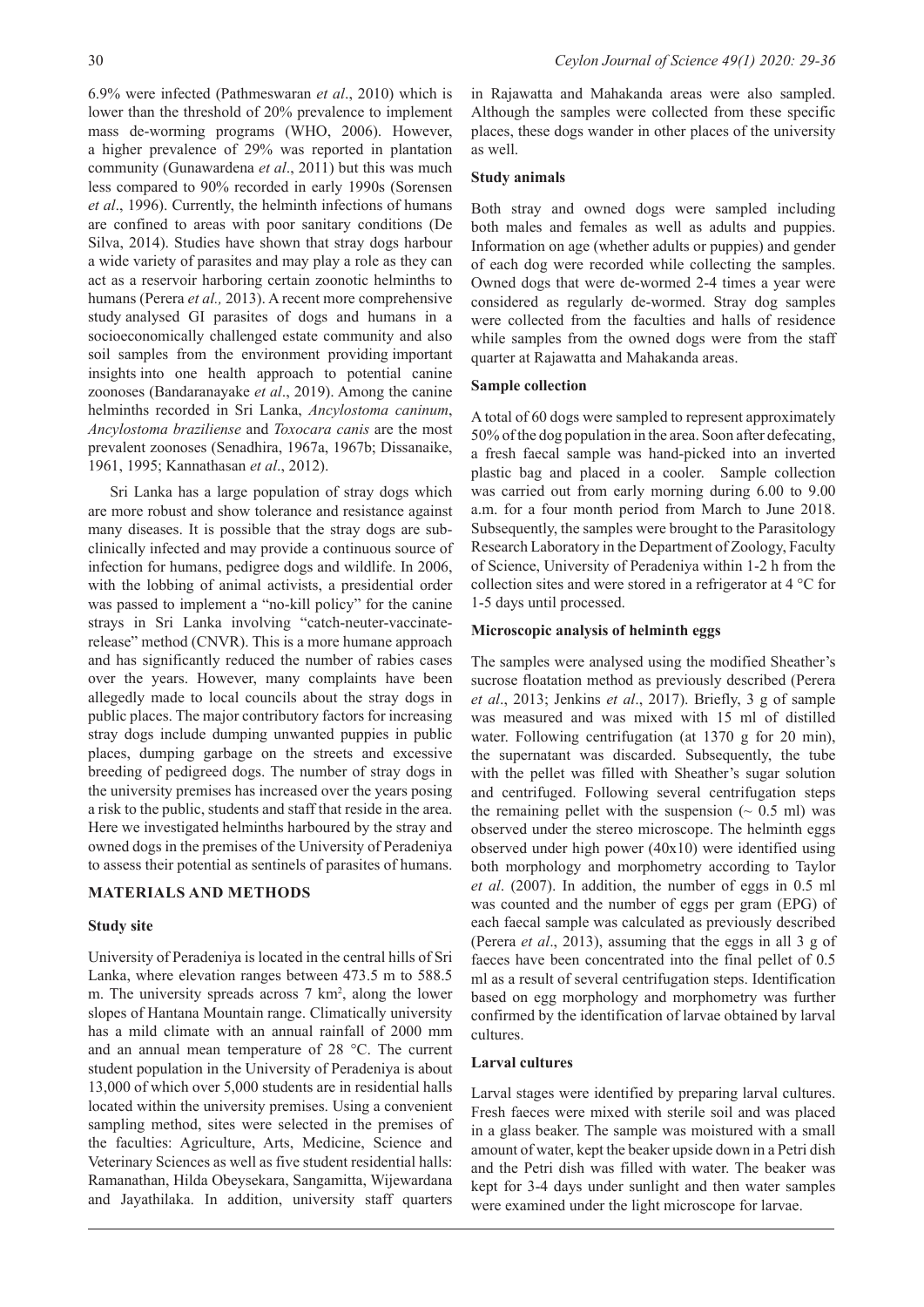6.9% were infected (Pathmeswaran *et al*., 2010) which is lower than the threshold of 20% prevalence to implement mass de-worming programs (WHO, 2006). However, a higher prevalence of 29% was reported in plantation community (Gunawardena *et al*., 2011) but this was much less compared to 90% recorded in early 1990s (Sorensen *et al*., 1996). Currently, the helminth infections of humans are confined to areas with poor sanitary conditions (De Silva, 2014). Studies have shown that stray dogs harbour a wide variety of parasites and may play a role as they can act as a reservoir harboring certain zoonotic helminths to humans (Perera *et al.,* 2013). A recent more comprehensive study analysed GI parasites of dogs and humans in a socioeconomically challenged estate community and also soil samples from the environment providing important insights into one health approach to potential canine zoonoses (Bandaranayake *et al*., 2019). Among the canine helminths recorded in Sri Lanka, *Ancylostoma caninum*, *Ancylostoma braziliense* and *Toxocara canis* are the most prevalent zoonoses (Senadhira, 1967a, 1967b; Dissanaike, 1961, 1995; Kannathasan *et al*., 2012).

Sri Lanka has a large population of stray dogs which are more robust and show tolerance and resistance against many diseases. It is possible that the stray dogs are sub-clinically infected and may provide a continuous source of infection for humans, pedigree dogs and wildlife. In 2006, with the lobbing of animal activists, a presidential order was passed to implement a "no-kill policy" for the canine strays in Sri Lanka involving "catch-neuter-vaccinate-release" method (CNVR). This is a more humane approach and has significantly reduced the number of rabies cases over the years. However, many complaints have been allegedly made to local councils about the stray dogs in public places. The major contributory factors for increasing stray dogs include dumping unwanted puppies in public places, dumping garbage on the streets and excessive breeding of pedigreed dogs. The number of stray dogs in the university premises has increased over the years posing a risk to the public, students and staff that reside in the area. Here we investigated helminths harboured by the stray and owned dogs in the premises of the University of Peradeniya to assess their potential as sentinels of parasites of humans.

## MATERIALS AND METHODS

### Study site

University of Peradeniya is located in the central hills of Sri Lanka, where elevation ranges between 473.5 m to 588.5 m. The university spreads across 7 km$^2$, along the lower slopes of Hantana Mountain range. Climatically university has a mild climate with an annual rainfall of 2000 mm and an annual mean temperature of 28 °C. The current student population in the University of Peradeniya is about 13,000 of which over 5,000 students are in residential halls located within the university premises. Using a convenient sampling method, sites were selected in the premises of the faculties: Agriculture, Arts, Medicine, Science and Veterinary Sciences as well as five student residential halls: Ramanathan, Hilda Obeysekara, Sangamitta, Wijewardana and Jayathilaka. In addition, university staff quarters in Rajawatta and Mahakanda areas were also sampled. Although the samples were collected from these specific places, these dogs wander in other places of the university as well.

### Study animals

Both stray and owned dogs were sampled including both males and females as well as adults and puppies. Information on age (whether adults or puppies) and gender of each dog were recorded while collecting the samples. Owned dogs that were de-wormed 2-4 times a year were considered as regularly de-wormed. Stray dog samples were collected from the faculties and halls of residence while samples from the owned dogs were from the staff quarter at Rajawatta and Mahakanda areas.

### Sample collection

A total of 60 dogs were sampled to represent approximately 50% of the dog population in the area. Soon after defecating, a fresh faecal sample was hand-picked into an inverted plastic bag and placed in a cooler. Sample collection was carried out from early morning during 6.00 to 9.00 a.m. for a four month period from March to June 2018. Subsequently, the samples were brought to the Parasitology Research Laboratory in the Department of Zoology, Faculty of Science, University of Peradeniya within 1-2 h from the collection sites and were stored in a refrigerator at 4 °C for 1-5 days until processed.

### Microscopic analysis of helminth eggs

The samples were analysed using the modified Sheather's sucrose floatation method as previously described (Perera *et al*., 2013; Jenkins *et al*., 2017). Briefly, 3 g of sample was measured and was mixed with 15 ml of distilled water. Following centrifugation (at 1370 g for 20 min), the supernatant was discarded. Subsequently, the tube with the pellet was filled with Sheather's sugar solution and centrifuged. Following several centrifugation steps the remaining pellet with the suspension (~ 0.5 ml) was observed under the stereo microscope. The helminth eggs observed under high power (40x10) were identified using both morphology and morphometry according to Taylor *et al*. (2007). In addition, the number of eggs in 0.5 ml was counted and the number of eggs per gram (EPG) of each faecal sample was calculated as previously described (Perera *et al*., 2013), assuming that the eggs in all 3 g of faeces have been concentrated into the final pellet of 0.5 ml as a result of several centrifugation steps. Identification based on egg morphology and morphometry was further confirmed by the identification of larvae obtained by larval cultures.

### Larval cultures

Larval stages were identified by preparing larval cultures. Fresh faeces were mixed with sterile soil and was placed in a glass beaker. The sample was moistured with a small amount of water, kept the beaker upside down in a Petri dish and the Petri dish was filled with water. The beaker was kept for 3-4 days under sunlight and then water samples were examined under the light microscope for larvae.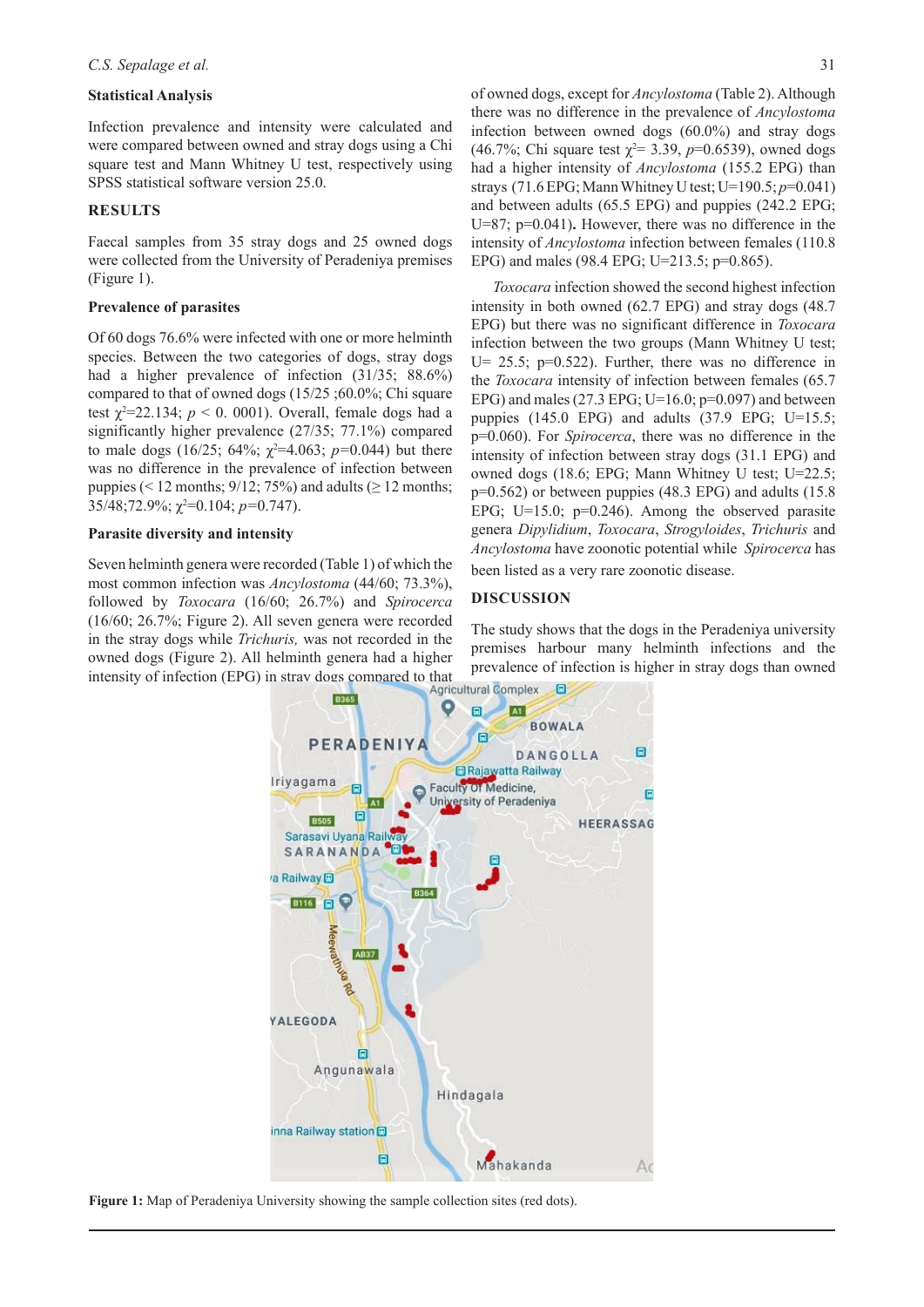### Statistical Analysis

Infection prevalence and intensity were calculated and were compared between owned and stray dogs using a Chi square test and Mann Whitney U test, respectively using SPSS statistical software version 25.0.

## RESULTS

Faecal samples from 35 stray dogs and 25 owned dogs were collected from the University of Peradeniya premises (Figure 1).

### Prevalence of parasites

Of 60 dogs 76.6% were infected with one or more helminth species. Between the two categories of dogs, stray dogs had a higher prevalence of infection (31/35; 88.6%) compared to that of owned dogs (15/25 ;60.0%; Chi square test $\chi^2$=22.134; $p$ < 0. 0001). Overall, female dogs had a significantly higher prevalence (27/35; 77.1%) compared to male dogs (16/25; 64%; $\chi^2$=4.063; $p$=0.044) but there was no difference in the prevalence of infection between puppies (< 12 months; 9/12; 75%) and adults (≥ 12 months; 35/48;72.9%; $\chi^2$=0.104; $p$=0.747).

### Parasite diversity and intensity

Seven helminth genera were recorded (Table 1) of which the most common infection was *Ancylostoma* (44/60; 73.3%), followed by *Toxocara* (16/60; 26.7%) and *Spirocerca* (16/60; 26.7%; Figure 2). All seven genera were recorded in the stray dogs while *Trichuris,* was not recorded in the owned dogs (Figure 2). All helminth genera had a higher intensity of infection (EPG) in stray dogs compared to that of owned dogs, except for *Ancylostoma* (Table 2). Although there was no difference in the prevalence of *Ancylostoma* infection between owned dogs (60.0%) and stray dogs (46.7%; Chi square test $\chi^2$= 3.39, $p$=0.6539), owned dogs had a higher intensity of *Ancylostoma* (155.2 EPG) than strays (71.6 EPG; Mann Whitney U test; U=190.5; $p$=0.041) and between adults (65.5 EPG) and puppies (242.2 EPG; U=87; p=0.041)**.** However, there was no difference in the intensity of *Ancylostoma* infection between females (110.8 EPG) and males (98.4 EPG; U=213.5; p=0.865).

*Toxocara* infection showed the second highest infection intensity in both owned (62.7 EPG) and stray dogs (48.7 EPG) but there was no significant difference in *Toxocara* infection between the two groups (Mann Whitney U test; U= 25.5; p=0.522). Further, there was no difference in the *Toxocara* intensity of infection between females (65.7 EPG) and males (27.3 EPG; U=16.0; p=0.097) and between puppies (145.0 EPG) and adults (37.9 EPG; U=15.5; p=0.060). For *Spirocerca*, there was no difference in the intensity of infection between stray dogs (31.1 EPG) and owned dogs (18.6; EPG; Mann Whitney U test; U=22.5; p=0.562) or between puppies (48.3 EPG) and adults (15.8 EPG; U=15.0; p=0.246). Among the observed parasite genera *Dipylidium*, *Toxocara*, *Strogyloides*, *Trichuris* and *Ancylostoma* have zoonotic potential while *Spirocerca* has been listed as a very rare zoonotic disease.

## DISCUSSION

The study shows that the dogs in the Peradeniya university premises harbour many helminth infections and the prevalence of infection is higher in stray dogs than owned

**Figure 1:** Map of Peradeniya University showing the sample collection sites (red dots).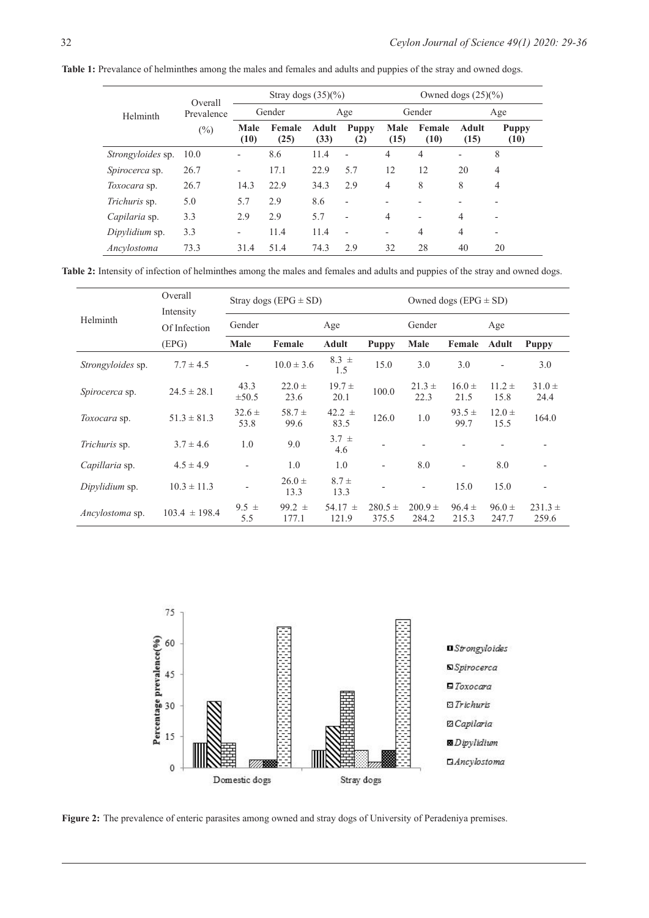**Table 1:** Prevalance of helminthes among the males and females and adults and puppies of the stray and owned dogs.

| Helminth | Overall Prevalence (%) | Stray dogs (35)(%) | | | | Owned dogs (25)(%) | | | |
|---|---|---|---|---|---|---|---|---|---|
| | | Gender | | Age | | Gender | | Age | |
| | | Male (10) | Female (25) | Adult (33) | Puppy (2) | Male (15) | Female (10) | Adult (15) | Puppy (10) |
| *Strongyloides* sp. | 10.0 | - | 8.6 | 11.4 | - | 4 | 4 | - | 8 |
| *Spirocerca* sp. | 26.7 | - | 17.1 | 22.9 | 5.7 | 12 | 12 | 20 | 4 |
| *Toxocara* sp. | 26.7 | 14.3 | 22.9 | 34.3 | 2.9 | 4 | 8 | 8 | 4 |
| *Trichuris* sp. | 5.0 | 5.7 | 2.9 | 8.6 | - | - | - | - | - |
| *Capilaria* sp. | 3.3 | 2.9 | 2.9 | 5.7 | - | 4 | - | 4 | - |
| *Dipylidium* sp. | 3.3 | - | 11.4 | 11.4 | - | - | 4 | 4 | - |
| *Ancylostoma* | 73.3 | 31.4 | 51.4 | 74.3 | 2.9 | 32 | 28 | 40 | 20 |

**Table 2:** Intensity of infection of helminthes among the males and females and adults and puppies of the stray and owned dogs.

| Helminth | Overall Intensity Of Infection (EPG) | Stray dogs (EPG ± SD) | | | | Owned dogs (EPG ± SD) | | | |
|---|---|---|---|---|---|---|---|---|---|
| | | Gender | | Age | | Gender | | Age | |
| | | Male | Female | Adult | Puppy | Male | Female | Adult | Puppy |
| *Strongyloides* sp. | 7.7 ± 4.5 | - | 10.0 ± 3.6 | 8.3 ± 1.5 | 15.0 | 3.0 | 3.0 | - | 3.0 |
| *Spirocerca* sp. | 24.5 ± 28.1 | 43.3 ±50.5 | 22.0 ± 23.6 | 19.7 ± 20.1 | 100.0 | 21.3 ± 22.3 | 16.0 ± 21.5 | 11.2 ± 15.8 | 31.0 ± 24.4 |
| *Toxocara* sp. | 51.3 ± 81.3 | 32.6 ± 53.8 | 58.7 ± 99.6 | 42.2 ± 83.5 | 126.0 | 1.0 | 93.5 ± 99.7 | 12.0 ± 15.5 | 164.0 |
| *Trichuris* sp. | 3.7 ± 4.6 | 1.0 | 9.0 | 3.7 ± 4.6 | - | - | - | - | - |
| *Capillaria* sp. | 4.5 ± 4.9 | - | 1.0 | 1.0 | - | 8.0 | - | 8.0 | - |
| *Dipylidium* sp. | 10.3 ± 11.3 | - | 26.0 ± 13.3 | 8.7 ± 13.3 | - | - | 15.0 | 15.0 | - |
| *Ancylostoma* sp. | 103.4 ± 198.4 | 9.5 ± 5.5 | 99.2 ± 177.1 | 54.17 ± 121.9 | 280.5 ± 375.5 | 200.9 ± 284.2 | 96.4 ± 215.3 | 96.0 ± 247.7 | 231.3 ± 259.6 |

**Figure 2:** The prevalence of enteric parasites among owned and stray dogs of University of Peradeniya premises.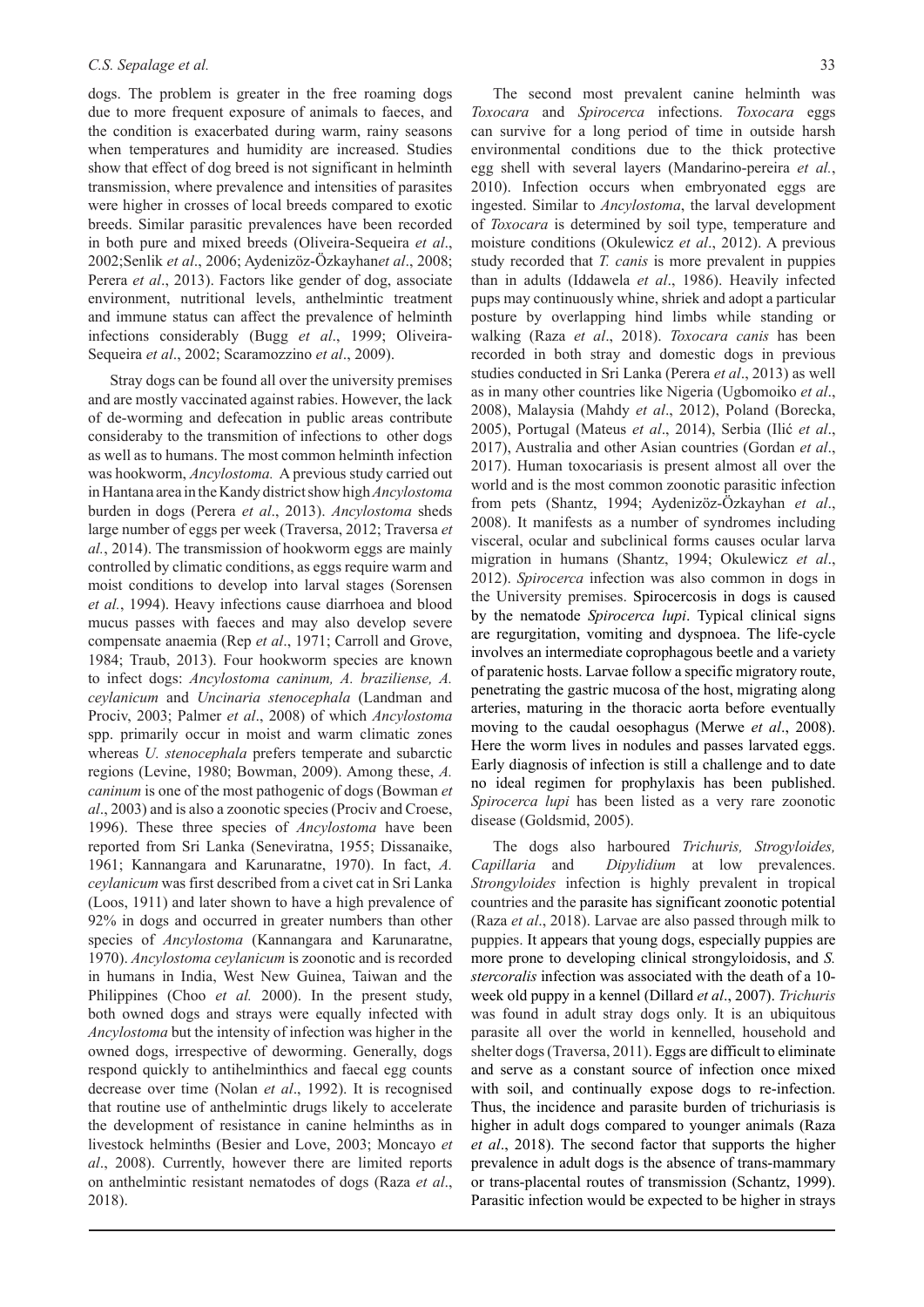dogs. The problem is greater in the free roaming dogs due to more frequent exposure of animals to faeces, and the condition is exacerbated during warm, rainy seasons when temperatures and humidity are increased. Studies show that effect of dog breed is not significant in helminth transmission, where prevalence and intensities of parasites were higher in crosses of local breeds compared to exotic breeds. Similar parasitic prevalences have been recorded in both pure and mixed breeds (Oliveira-Sequeira *et al*., 2002;Senlik *et al*., 2006; Aydenizöz-Özkayhan*et al*., 2008; Perera *et al*., 2013). Factors like gender of dog, associate environment, nutritional levels, anthelmintic treatment and immune status can affect the prevalence of helminth infections considerably (Bugg *et al*., 1999; Oliveira-Sequeira *et al*., 2002; Scaramozzino *et al*., 2009).

Stray dogs can be found all over the university premises and are mostly vaccinated against rabies. However, the lack of de-worming and defecation in public areas contribute consideraby to the transmition of infections to other dogs as well as to humans. The most common helminth infection was hookworm, *Ancylostoma.* A previous study carried out in Hantana area in the Kandy district show high *Ancylostoma* burden in dogs (Perera *et al*., 2013). *Ancylostoma* sheds large number of eggs per week (Traversa, 2012; Traversa *et al.*, 2014). The transmission of hookworm eggs are mainly controlled by climatic conditions, as eggs require warm and moist conditions to develop into larval stages (Sorensen *et al.*, 1994). Heavy infections cause diarrhoea and blood mucus passes with faeces and may also develop severe compensate anaemia (Rep *et al*., 1971; Carroll and Grove, 1984; Traub, 2013). Four hookworm species are known to infect dogs: *Ancylostoma caninum, A. braziliense, A. ceylanicum* and *Uncinaria stenocephala* (Landman and Prociv, 2003; Palmer *et al*., 2008) of which *Ancylostoma* spp. primarily occur in moist and warm climatic zones whereas *U. stenocephala* prefers temperate and subarctic regions (Levine, 1980; Bowman, 2009). Among these, *A. caninum* is one of the most pathogenic of dogs (Bowman *et al*., 2003) and is also a zoonotic species (Prociv and Croese, 1996). These three species of *Ancylostoma* have been reported from Sri Lanka (Seneviratna, 1955; Dissanaike, 1961; Kannangara and Karunaratne, 1970). In fact, *A. ceylanicum* was first described from a civet cat in Sri Lanka (Loos, 1911) and later shown to have a high prevalence of 92% in dogs and occurred in greater numbers than other species of *Ancylostoma* (Kannangara and Karunaratne, 1970). *Ancylostoma ceylanicum* is zoonotic and is recorded in humans in India, West New Guinea, Taiwan and the Philippines (Choo *et al.* 2000). In the present study, both owned dogs and strays were equally infected with *Ancylostoma* but the intensity of infection was higher in the owned dogs, irrespective of deworming. Generally, dogs respond quickly to antihelminthics and faecal egg counts decrease over time (Nolan *et al*., 1992). It is recognised that routine use of anthelmintic drugs likely to accelerate the development of resistance in canine helminths as in livestock helminths (Besier and Love, 2003; Moncayo *et al*., 2008). Currently, however there are limited reports on anthelmintic resistant nematodes of dogs (Raza *et al*., 2018).

The second most prevalent canine helminth was *Toxocara* and *Spirocerca* infections. *Toxocara* eggs can survive for a long period of time in outside harsh environmental conditions due to the thick protective egg shell with several layers (Mandarino-pereira *et al.*, 2010). Infection occurs when embryonated eggs are ingested. Similar to *Ancylostoma*, the larval development of *Toxocara* is determined by soil type, temperature and moisture conditions (Okulewicz *et al*., 2012). A previous study recorded that *T. canis* is more prevalent in puppies than in adults (Iddawela *et al*., 1986). Heavily infected pups may continuously whine, shriek and adopt a particular posture by overlapping hind limbs while standing or walking (Raza *et al*., 2018). *Toxocara canis* has been recorded in both stray and domestic dogs in previous studies conducted in Sri Lanka (Perera *et al*., 2013) as well as in many other countries like Nigeria (Ugbomoiko *et al*., 2008), Malaysia (Mahdy *et al*., 2012), Poland (Borecka, 2005), Portugal (Mateus *et al*., 2014), Serbia (Ilić *et al*., 2017), Australia and other Asian countries (Gordan *et al*., 2017). Human toxocariasis is present almost all over the world and is the most common zoonotic parasitic infection from pets (Shantz, 1994; Aydenizöz-Özkayhan *et al*., 2008). It manifests as a number of syndromes including visceral, ocular and subclinical forms causes ocular larva migration in humans (Shantz, 1994; Okulewicz *et al*., 2012). *Spirocerca* infection was also common in dogs in the University premises. Spirocercosis in dogs is caused by the nematode *Spirocerca lupi*. Typical clinical signs are regurgitation, vomiting and dyspnoea. The life-cycle involves an intermediate coprophagous beetle and a variety of paratenic hosts. Larvae follow a specific migratory route, penetrating the gastric mucosa of the host, migrating along arteries, maturing in the thoracic aorta before eventually moving to the caudal oesophagus (Merwe *et al*., 2008). Here the worm lives in nodules and passes larvated eggs. Early diagnosis of infection is still a challenge and to date no ideal regimen for prophylaxis has been published. *Spirocerca lupi* has been listed as a very rare zoonotic disease (Goldsmid, 2005).

The dogs also harboured *Trichuris, Strogyloides, Capillaria* and *Dipylidium* at low prevalences. *Strongyloides* infection is highly prevalent in tropical countries and the parasite has significant zoonotic potential (Raza *et al*., 2018). Larvae are also passed through milk to puppies. It appears that young dogs, especially puppies are more prone to developing clinical strongyloidosis, and *S. stercoralis* infection was associated with the death of a 10-week old puppy in a kennel (Dillard *et al*., 2007). *Trichuris* was found in adult stray dogs only. It is an ubiquitous parasite all over the world in kennelled, household and shelter dogs (Traversa, 2011). Eggs are difficult to eliminate and serve as a constant source of infection once mixed with soil, and continually expose dogs to re-infection. Thus, the incidence and parasite burden of trichuriasis is higher in adult dogs compared to younger animals (Raza *et al*., 2018). The second factor that supports the higher prevalence in adult dogs is the absence of trans-mammary or trans-placental routes of transmission (Schantz, 1999). Parasitic infection would be expected to be higher in strays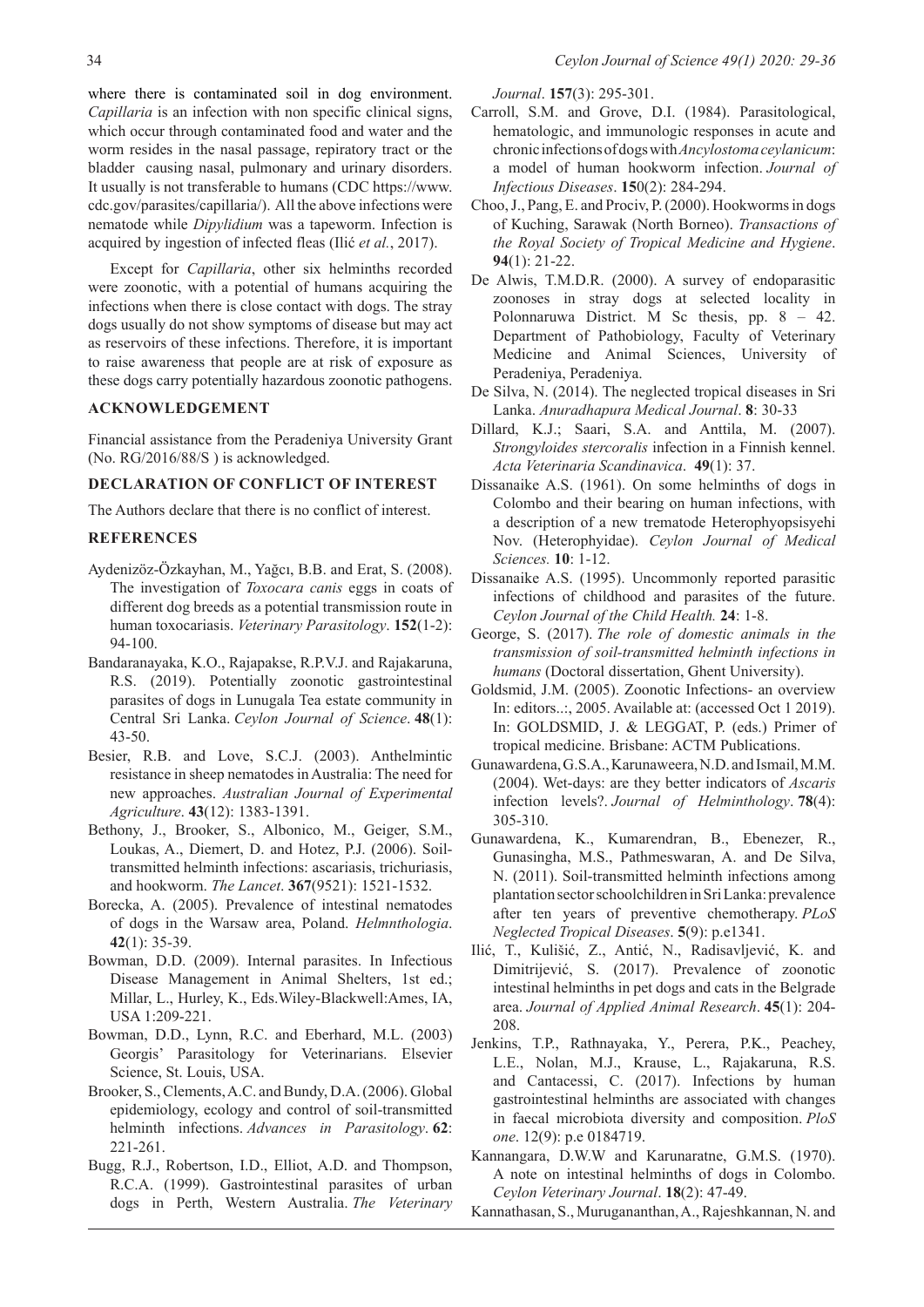where there is contaminated soil in dog environment. *Capillaria* is an infection with non specific clinical signs, which occur through contaminated food and water and the worm resides in the nasal passage, repiratory tract or the bladder causing nasal, pulmonary and urinary disorders. It usually is not transferable to humans (CDC https://www.cdc.gov/parasites/capillaria/). All the above infections were nematode while *Dipylidium* was a tapeworm. Infection is acquired by ingestion of infected fleas (Ilić *et al.*, 2017).

Except for *Capillaria*, other six helminths recorded were zoonotic, with a potential of humans acquiring the infections when there is close contact with dogs. The stray dogs usually do not show symptoms of disease but may act as reservoirs of these infections. Therefore, it is important to raise awareness that people are at risk of exposure as these dogs carry potentially hazardous zoonotic pathogens.

## ACKNOWLEDGEMENT

Financial assistance from the Peradeniya University Grant (No. RG/2016/88/S ) is acknowledged.

## DECLARATION OF CONFLICT OF INTEREST

The Authors declare that there is no conflict of interest.

## REFERENCES

Aydenizöz-Özkayhan, M., Yağcı, B.B. and Erat, S. (2008). The investigation of *Toxocara canis* eggs in coats of different dog breeds as a potential transmission route in human toxocariasis. *Veterinary Parasitology*. **152**(1-2): 94-100.

Bandaranayaka, K.O., Rajapakse, R.P.V.J. and Rajakaruna, R.S. (2019). Potentially zoonotic gastrointestinal parasites of dogs in Lunugala Tea estate community in Central Sri Lanka. *Ceylon Journal of Science*. **48**(1): 43-50.

Besier, R.B. and Love, S.C.J. (2003). Anthelmintic resistance in sheep nematodes in Australia: The need for new approaches. *Australian Journal of Experimental Agriculture*. **43**(12): 1383-1391.

Bethony, J., Brooker, S., Albonico, M., Geiger, S.M., Loukas, A., Diemert, D. and Hotez, P.J. (2006). Soil-transmitted helminth infections: ascariasis, trichuriasis, and hookworm. *The Lancet*. **367**(9521): 1521-1532.

Borecka, A. (2005). Prevalence of intestinal nematodes of dogs in the Warsaw area, Poland. *Helmnthologia*. **42**(1): 35-39.

Bowman, D.D. (2009). Internal parasites. In Infectious Disease Management in Animal Shelters, 1st ed.; Millar, L., Hurley, K., Eds.Wiley-Blackwell:Ames, IA, USA 1:209-221.

Bowman, D.D., Lynn, R.C. and Eberhard, M.L. (2003) Georgis' Parasitology for Veterinarians. Elsevier Science, St. Louis, USA.

Brooker, S., Clements, A.C. and Bundy, D.A. (2006). Global epidemiology, ecology and control of soil-transmitted helminth infections. *Advances in Parasitology*. **62**: 221-261.

Bugg, R.J., Robertson, I.D., Elliot, A.D. and Thompson, R.C.A. (1999). Gastrointestinal parasites of urban dogs in Perth, Western Australia. *The Veterinary Journal*. **157**(3): 295-301.

Carroll, S.M. and Grove, D.I. (1984). Parasitological, hematologic, and immunologic responses in acute and chronic infections of dogs with *Ancylostoma ceylanicum*: a model of human hookworm infection. *Journal of Infectious Diseases*. **15**0(2): 284-294.

Choo, J., Pang, E. and Prociv, P. (2000). Hookworms in dogs of Kuching, Sarawak (North Borneo). *Transactions of the Royal Society of Tropical Medicine and Hygiene*. **94**(1): 21-22.

De Alwis, T.M.D.R. (2000). A survey of selected endoparasitic zoonoses in stray dogs at selected locality in Polonnaruwa District. M Sc thesis, pp. 8 – 42. Department of Pathobiology, Faculty of Veterinary Medicine and Animal Sciences, University of Peradeniya, Peradeniya.

De Silva, N. (2014). The neglected tropical diseases in Sri Lanka. *Anuradhapura Medical Journal*. **8**: 30-33

Dillard, K.J.; Saari, S.A. and Anttila, M. (2007). *Strongyloides stercoralis* infection in a Finnish kennel. *Acta Veterinaria Scandinavica*. **49**(1): 37.

Dissanaike A.S. (1961). On some helminths of dogs in Colombo and their bearing on human infections, with a description of a new trematode Heterophyopsisyehi Nov. (Heterophyidae). *Ceylon Journal of Medical Sciences.* **10**: 1-12.

Dissanaike A.S. (1995). Uncommonly reported parasitic infections of childhood and parasites of the future. *Ceylon Journal of the Child Health.* **24**: 1-8.

George, S. (2017). *The role of domestic animals in the transmission of soil-transmitted helminth infections in humans* (Doctoral dissertation, Ghent University).

Goldsmid, J.M. (2005). Zoonotic Infections- an overview In: editors..:, 2005. Available at: (accessed Oct 1 2019). In: GOLDSMID, J. & LEGGAT, P. (eds.) Primer of tropical medicine. Brisbane: ACTM Publications.

Gunawardena, G.S.A., Karunaweera, N.D. and Ismail, M.M. (2004). Wet-days: are they better indicators of *Ascaris* infection levels?. *Journal of Helminthology*. **78**(4): 305-310.

Gunawardena, K., Kumarendran, B., Ebenezer, R., Gunasingha, M.S., Pathmeswaran, A. and De Silva, N. (2011). Soil-transmitted helminth infections among plantation sector schoolchildren in Sri Lanka: prevalence after ten years of preventive chemotherapy. *PLoS Neglected Tropical Diseases*. **5**(9): p.e1341.

Ilić, T., Kulišić, Z., Antić, N., Radisavljević, K. and Dimitrijević, S. (2017). Prevalence of zoonotic intestinal helminths in pet dogs and cats in the Belgrade area. *Journal of Applied Animal Research*. **45**(1): 204-208.

Jenkins, T.P., Rathnayaka, Y., Perera, P.K., Peachey, L.E., Nolan, M.J., Krause, L., Rajakaruna, R.S. and Cantacessi, C. (2017). Infections by human gastrointestinal helminths are associated with changes in faecal microbiota diversity and composition. *PloS one*. 12(9): p.e 0184719.

Kannangara, D.W.W and Karunaratne, G.M.S. (1970). A note on intestinal helminths of dogs in Colombo. *Ceylon Veterinary Journal*. **18**(2): 47-49.

Kannathasan, S., Murugananthan, A., Rajeshkannan, N. and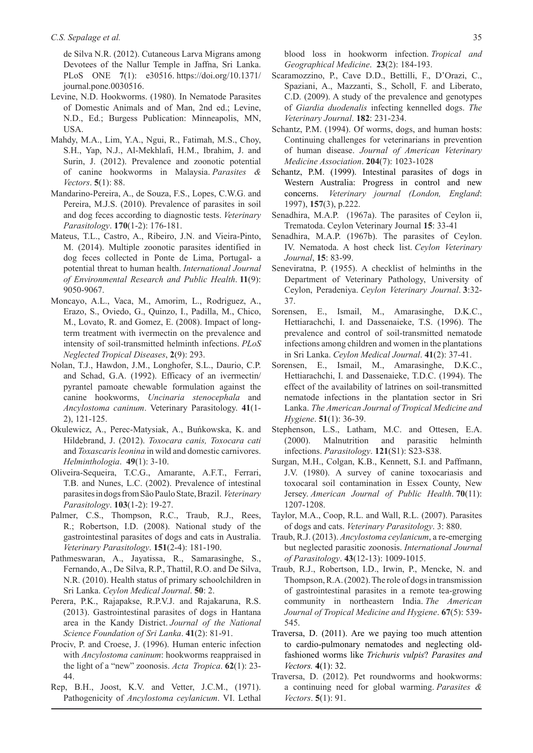de Silva N.R. (2012). Cutaneous Larva Migrans among Devotees of the Nallur Temple in Jaffna, Sri Lanka. PLoS ONE **7**(1): e30516. https://doi.org/10.1371/journal.pone.0030516.

Levine, N.D. Hookworms. (1980). In Nematode Parasites of Domestic Animals and of Man, 2nd ed.; Levine, N.D., Ed.; Burgess Publication: Minneapolis, MN, USA.

Mahdy, M.A., Lim, Y.A., Ngui, R., Fatimah, M.S., Choy, S.H., Yap, N.J., Al-Mekhlafi, H.M., Ibrahim, J. and Surin, J. (2012). Prevalence and zoonotic potential of canine hookworms in Malaysia. *Parasites & Vectors*. **5**(1): 88.

Mandarino-Pereira, A., de Souza, F.S., Lopes, C.W.G. and Pereira, M.J.S. (2010). Prevalence of parasites in soil and dog feces according to diagnostic tests. *Veterinary Parasitology*. **170**(1-2): 176-181.

Mateus, T.L., Castro, A., Ribeiro, J.N. and Vieira-Pinto, M. (2014). Multiple zoonotic parasites identified in dog feces collected in Ponte de Lima, Portugal- a potential threat to human health. *International Journal of Environmental Research and Public Health*. **11**(9): 9050-9067.

Moncayo, A.L., Vaca, M., Amorim, L., Rodriguez, A., Erazo, S., Oviedo, G., Quinzo, I., Padilla, M., Chico, M., Lovato, R. and Gomez, E. (2008). Impact of long-term treatment with ivermectin on the prevalence and intensity of soil-transmitted helminth infections. *PLoS Neglected Tropical Diseases*, **2**(9): 293.

Nolan, T.J., Hawdon, J.M., Longhofer, S.L., Daurio, C.P. and Schad, G.A. (1992). Efficacy of an ivermectin/pyrantel pamoate chewable formulation against the canine hookworms, *Uncinaria stenocephala* and *Ancylostoma caninum*. Veterinary Parasitology. **41**(1-2), 121-125.

Okulewicz, A., Perec-Matysiak, A., Buńkowska, K. and Hildebrand, J. (2012). *Toxocara canis, Toxocara cati* and *Toxascaris leonina* in wild and domestic carnivores. *Helminthologia*. **49**(1): 3-10.

Oliveira-Sequeira, T.C.G., Amarante, A.F.T., Ferrari, T.B. and Nunes, L.C. (2002). Prevalence of intestinal parasites in dogs from São Paulo State, Brazil. *Veterinary Parasitology*. **103**(1-2): 19-27.

Palmer, C.S., Thompson, R.C., Traub, R.J., Rees, R.; Robertson, I.D. (2008). National study of the gastrointestinal parasites of dogs and cats in Australia. *Veterinary Parasitology*. **151**(2-4): 181-190.

Pathmeswaran, A., Jayatissa, R., Samarasinghe, S., Fernando, A., De Silva, R.P., Thattil, R.O. and De Silva, N.R. (2010). Health status of primary schoolchildren in Sri Lanka. *Ceylon Medical Journal*. **50**: 2.

Perera, P.K., Rajapakse, R.P.V.J. and Rajakaruna, R.S. (2013). Gastrointestinal parasites of dogs in Hantana area in the Kandy District. *Journal of the National Science Foundation of Sri Lanka*. **41**(2): 81-91.

Prociv, P. and Croese, J. (1996). Human enteric infection with *Ancylostoma caninum*: hookworms reappraised in the light of a "new" zoonosis. *Acta Tropica*. **62**(1): 23-44.

Rep, B.H., Joost, K.V. and Vetter, J.C.M., (1971). Pathogenicity of *Ancylostoma ceylanicum*. VI. Lethal blood loss in hookworm infection. *Tropical and Geographical Medicine*. **23**(2): 184-193.

Scaramozzino, P., Cave D.D., Bettilli, F., D'Orazi, C., Spaziani, A., Mazzanti, S., Scholl, F. and Liberato, C.D. (2009). A study of the prevalence and genotypes of *Giardia duodenalis* infecting kennelled dogs. *The Veterinary Journal*. **182**: 231-234.

Schantz, P.M. (1994). Of worms, dogs, and human hosts: Continuing challenges for veterinarians in prevention of human disease. *Journal of American Veterinary Medicine Association*. **204**(7): 1023-1028

Schantz, P.M. (1999). Intestinal parasites of dogs in Western Australia: Progress in control and new concerns. *Veterinary journal (London, England*: 1997), **157**(3), p.222.

Senadhira, M.A.P. (1967a). The parasites of Ceylon ii, Trematoda. Ceylon Veterinary Journal **15**: 33-41

Senadhira, M.A.P. (1967b). The parasites of Ceylon. IV. Nematoda. A host check list. *Ceylon Veterinary Journal*, **15**: 83-99.

Seneviratna, P. (1955). A checklist of helminths in the Department of Veterinary Pathology, University of Ceylon, Peradeniya. *Ceylon Veterinary Journal*. **3**:32-37.

Sorensen, E., Ismail, M., Amarasinghe, D.K.C., Hettiarachchi, I. and Dassenaieke, T.S. (1996). The prevalence and control of soil-transmitted nematode infections among children and women in the plantations in Sri Lanka. *Ceylon Medical Journal*. **41**(2): 37-41.

Sorensen, E., Ismail, M., Amarasinghe, D.K.C., Hettiarachchi, I. and Dassenaieke, T.D.C. (1994). The effect of the availability of latrines on soil-transmitted nematode infections in the plantation sector in Sri Lanka. *The American Journal of Tropical Medicine and Hygiene*. **51**(1): 36-39.

Stephenson, L.S., Latham, M.C. and Ottesen, E.A. (2000). Malnutrition and parasitic helminth infections. *Parasitology*. **121**(S1): S23-S38.

Surgan, M.H., Colgan, K.B., Kennett, S.I. and Paffmann, J.V. (1980). A survey of canine toxocariasis and toxocaral soil contamination in Essex County, New Jersey. *American Journal of Public Health*. **70**(11): 1207-1208.

Taylor, M.A., Coop, R.L. and Wall, R.L. (2007). Parasites of dogs and cats. *Veterinary Parasitology*. 3: 880.

Traub, R.J. (2013). *Ancylostoma ceylanicum*, a re-emerging but neglected parasitic zoonosis. *International Journal of Parasitology*. **43**(12-13): 1009-1015.

Traub, R.J., Robertson, I.D., Irwin, P., Mencke, N. and Thompson, R.A. (2002). The role of dogs in transmission of gastrointestinal parasites in a remote tea-growing community in northeastern India. *The American Journal of Tropical Medicine and Hygiene*. **67**(5): 539-545.

Traversa, D. (2011). Are we paying too much attention to cardio-pulmonary nematodes and neglecting old-fashioned worms like *Trichuris vulpis*? *Parasites and Vectors.* **4**(1): 32.

Traversa, D. (2012). Pet roundworms and hookworms: a continuing need for global warming. *Parasites & Vectors*. **5**(1): 91.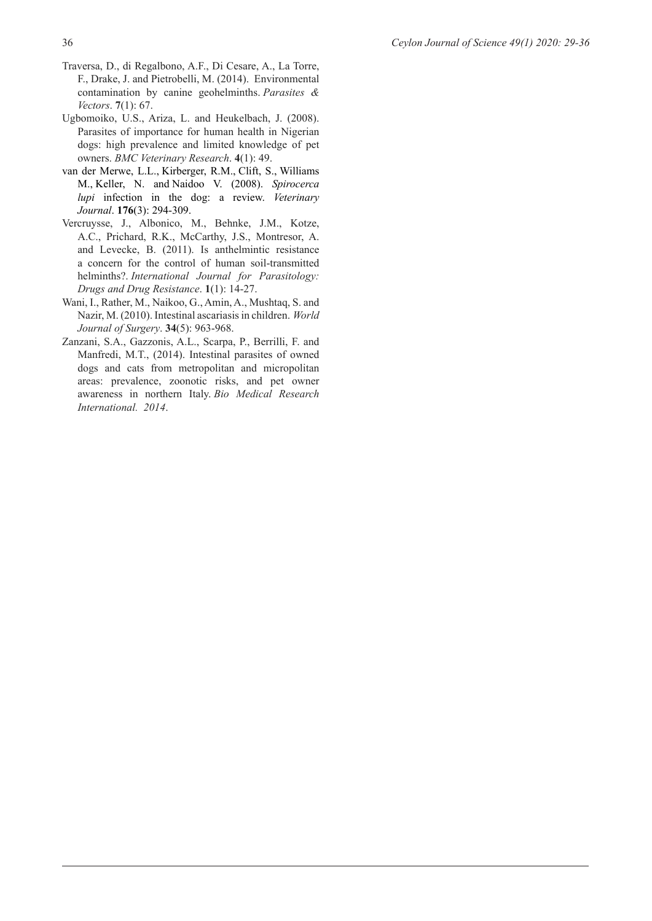Traversa, D., di Regalbono, A.F., Di Cesare, A., La Torre, F., Drake, J. and Pietrobelli, M. (2014). Environmental contamination by canine geohelminths. *Parasites & Vectors*. **7**(1): 67.

Ugbomoiko, U.S., Ariza, L. and Heukelbach, J. (2008). Parasites of importance for human health in Nigerian dogs: high prevalence and limited knowledge of pet owners. *BMC Veterinary Research*. **4**(1): 49.

van der Merwe, L.L., Kirberger, R.M., Clift, S., Williams M., Keller, N. and Naidoo V. (2008). *Spirocerca lupi* infection in the dog: a review. *Veterinary Journal*. **176**(3): 294-309.

Vercruysse, J., Albonico, M., Behnke, J.M., Kotze, A.C., Prichard, R.K., McCarthy, J.S., Montresor, A. and Levecke, B. (2011). Is anthelmintic resistance a concern for the control of human soil-transmitted helminths?. *International Journal for Parasitology: Drugs and Drug Resistance*. **1**(1): 14-27.

Wani, I., Rather, M., Naikoo, G., Amin, A., Mushtaq, S. and Nazir, M. (2010). Intestinal ascariasis in children. *World Journal of Surgery*. **34**(5): 963-968.

Zanzani, S.A., Gazzonis, A.L., Scarpa, P., Berrilli, F. and Manfredi, M.T., (2014). Intestinal parasites of owned dogs and cats from metropolitan and micropolitan areas: prevalence, zoonotic risks, and pet owner awareness in northern Italy. *Bio Medical Research International. 2014*.